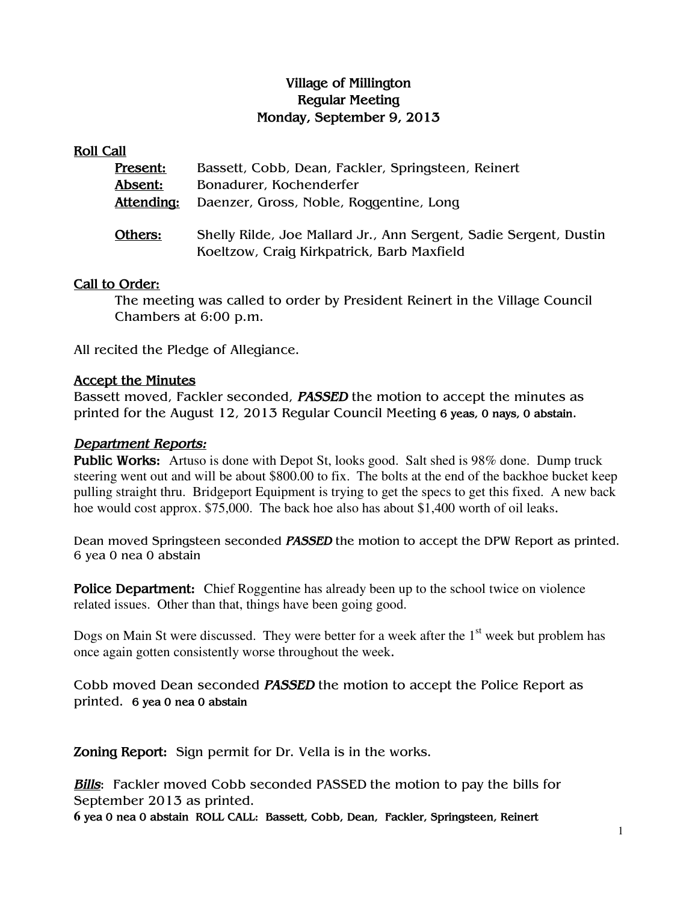# Village of Millington
## Regular Meeting
## Monday, September 9, 2013

### Roll Call

**Present:** Bassett, Cobb, Dean, Fackler, Springsteen, Reinert
**Absent:** Bonadurer, Kochenderfer
**Attending:** Daenzer, Gross, Noble, Roggentine, Long

**Others:** Shelly Rilde, Joe Mallard Jr., Ann Sergent, Sadie Sergent, Dustin Koeltzow, Craig Kirkpatrick, Barb Maxfield

### Call to Order:

The meeting was called to order by President Reinert in the Village Council Chambers at 6:00 p.m.

All recited the Pledge of Allegiance.

### Accept the Minutes

Bassett moved, Fackler seconded, ***PASSED*** the motion to accept the minutes as printed for the August 12, 2013 Regular Council Meeting **6 yeas, 0 nays, 0 abstain.**

### *Department Reports:*

**Public Works:** Artuso is done with Depot St, looks good. Salt shed is 98% done. Dump truck steering went out and will be about $800.00 to fix. The bolts at the end of the backhoe bucket keep pulling straight thru. Bridgeport Equipment is trying to get the specs to get this fixed. A new back hoe would cost approx. $75,000. The back hoe also has about $1,400 worth of oil leaks.

Dean moved Springsteen seconded ***PASSED*** the motion to accept the DPW Report as printed. 6 yea 0 nea 0 abstain

**Police Department:** Chief Roggentine has already been up to the school twice on violence related issues. Other than that, things have been going good.

Dogs on Main St were discussed. They were better for a week after the 1st week but problem has once again gotten consistently worse throughout the week.

Cobb moved Dean seconded ***PASSED*** the motion to accept the Police Report as printed. **6 yea 0 nea 0 abstain**

**Zoning Report:** Sign permit for Dr. Vella is in the works.

***Bills***: Fackler moved Cobb seconded PASSED the motion to pay the bills for September 2013 as printed.
**6 yea 0 nea 0 abstain ROLL CALL: Bassett, Cobb, Dean, Fackler, Springsteen, Reinert**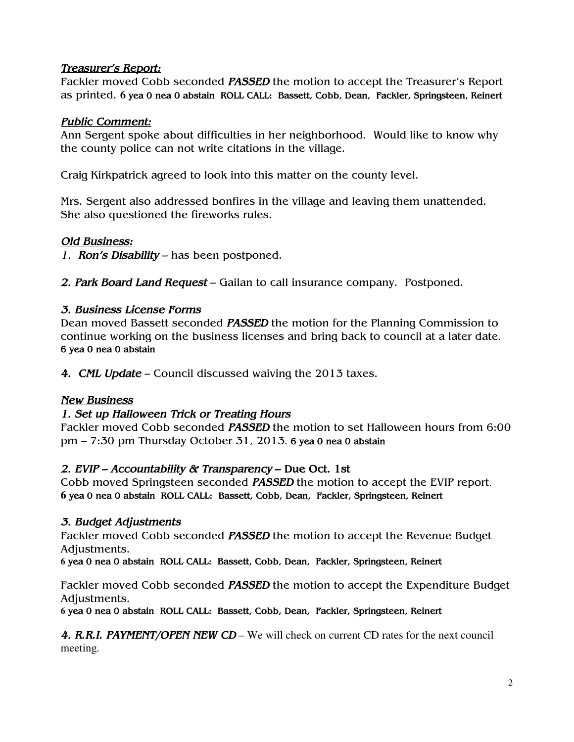***Treasurer's Report:***

Fackler moved Cobb seconded ***PASSED*** the motion to accept the Treasurer's Report as printed. **6 yea 0 nea 0 abstain ROLL CALL: Bassett, Cobb, Dean, Fackler, Springsteen, Reinert**

***Public Comment:***

Ann Sergent spoke about difficulties in her neighborhood. Would like to know why the county police can not write citations in the village.

Craig Kirkpatrick agreed to look into this matter on the county level.

Mrs. Sergent also addressed bonfires in the village and leaving them unattended. She also questioned the fireworks rules.

***Old Business:***

1. ***Ron's Disability*** – has been postponed.

2. ***Park Board Land Request*** – Gailan to call insurance company. Postponed.

***3. Business License Forms***

Dean moved Bassett seconded ***PASSED*** the motion for the Planning Commission to continue working on the business licenses and bring back to council at a later date. **6 yea 0 nea 0 abstain**

4. ***CML Update*** – Council discussed waiving the 2013 taxes.

***New Business***

***1. Set up Halloween Trick or Treating Hours***

Fackler moved Cobb seconded ***PASSED*** the motion to set Halloween hours from 6:00 pm – 7:30 pm Thursday October 31, 2013. **6 yea 0 nea 0 abstain**

***2. EVIP – Accountability & Transparency* – Due Oct. 1st**

Cobb moved Springsteen seconded ***PASSED*** the motion to accept the EVIP report. **6 yea 0 nea 0 abstain ROLL CALL: Bassett, Cobb, Dean, Fackler, Springsteen, Reinert**

***3. Budget Adjustments***

Fackler moved Cobb seconded ***PASSED*** the motion to accept the Revenue Budget Adjustments.

**6 yea 0 nea 0 abstain ROLL CALL: Bassett, Cobb, Dean, Fackler, Springsteen, Reinert**

Fackler moved Cobb seconded ***PASSED*** the motion to accept the Expenditure Budget Adjustments.

**6 yea 0 nea 0 abstain ROLL CALL: Bassett, Cobb, Dean, Fackler, Springsteen, Reinert**

***4. R.R.I. PAYMENT/OPEN NEW CD*** – We will check on current CD rates for the next council meeting.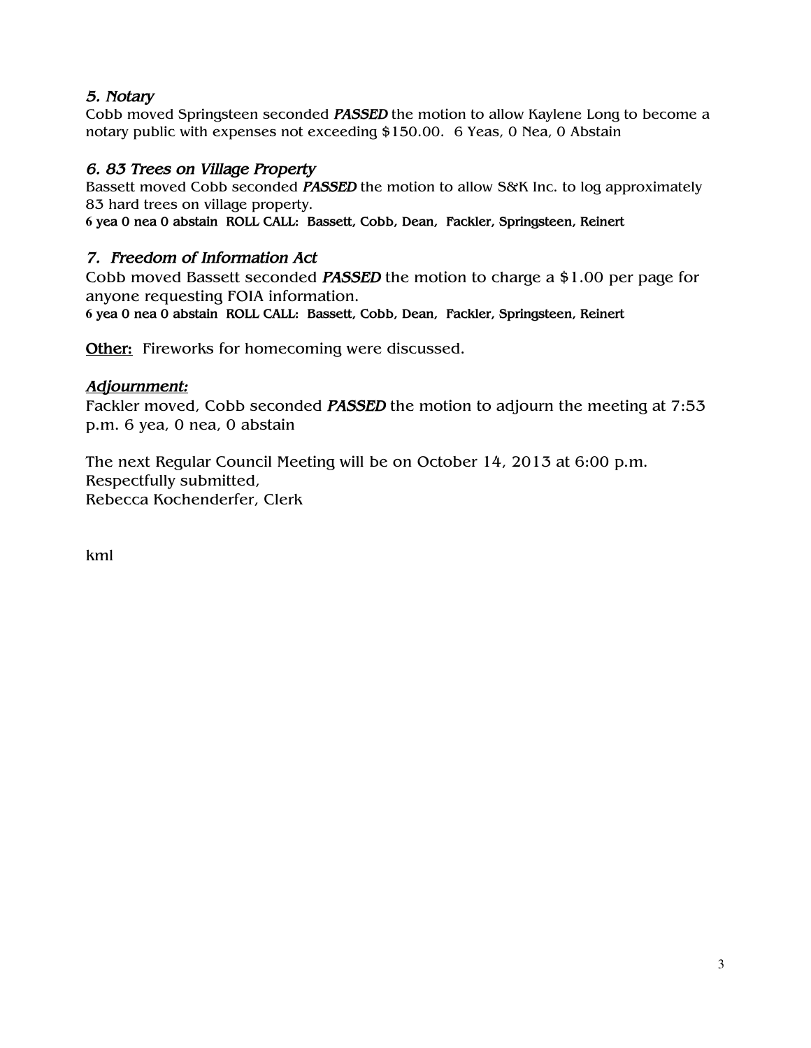### *5. Notary*
Cobb moved Springsteen seconded ***PASSED*** the motion to allow Kaylene Long to become a notary public with expenses not exceeding $150.00.  6 Yeas, 0 Nea, 0 Abstain

### *6. 83 Trees on Village Property*
Bassett moved Cobb seconded ***PASSED*** the motion to allow S&K Inc. to log approximately 83 hard trees on village property.
**6 yea 0 nea 0 abstain  ROLL CALL:  Bassett, Cobb, Dean,  Fackler, Springsteen, Reinert**

### *7. Freedom of Information Act*
Cobb moved Bassett seconded ***PASSED*** the motion to charge a $1.00 per page for anyone requesting FOIA information.
**6 yea 0 nea 0 abstain  ROLL CALL:  Bassett, Cobb, Dean,  Fackler, Springsteen, Reinert**

**Other:** Fireworks for homecoming were discussed.

### *Adjournment:*
Fackler moved, Cobb seconded ***PASSED*** the motion to adjourn the meeting at 7:53 p.m. 6 yea, 0 nea, 0 abstain

The next Regular Council Meeting will be on October 14, 2013 at 6:00 p.m.
Respectfully submitted,
Rebecca Kochenderfer, Clerk

kml